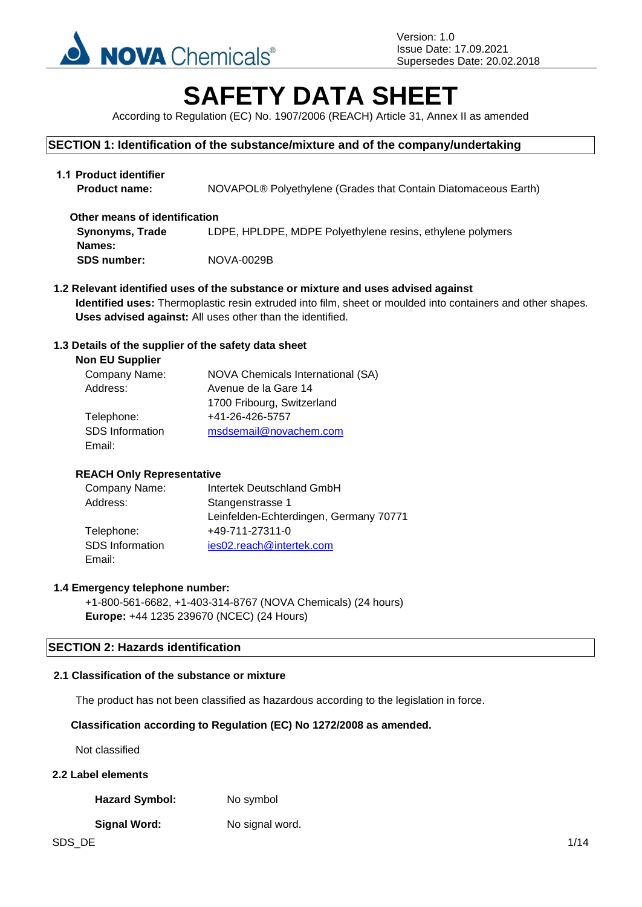Version: 1.0
Issue Date: 17.09.2021
Supersedes Date: 20.02.2018

# SAFETY DATA SHEET

According to Regulation (EC) No. 1907/2006 (REACH) Article 31, Annex II as amended

## SECTION 1: Identification of the substance/mixture and of the company/undertaking

### 1.1 Product identifier

**Product name:** NOVAPOL® Polyethylene (Grades that Contain Diatomaceous Earth)

**Other means of identification**

**Synonyms, Trade Names:** LDPE, HPLDPE, MDPE Polyethylene resins, ethylene polymers

**SDS number:** NOVA-0029B

### 1.2 Relevant identified uses of the substance or mixture and uses advised against

**Identified uses:** Thermoplastic resin extruded into film, sheet or moulded into containers and other shapes.
**Uses advised against:** All uses other than the identified.

### 1.3 Details of the supplier of the safety data sheet

**Non EU Supplier**

Company Name: NOVA Chemicals International (SA)
Address: Avenue de la Gare 14
1700 Fribourg, Switzerland
Telephone: +41-26-426-5757
SDS Information Email: msdsemail@novachem.com

**REACH Only Representative**

Company Name: Intertek Deutschland GmbH
Address: Stangenstrasse 1
Leinfelden-Echterdingen, Germany 70771
Telephone: +49-711-27311-0
SDS Information Email: ies02.reach@intertek.com

### 1.4 Emergency telephone number:

+1-800-561-6682, +1-403-314-8767 (NOVA Chemicals) (24 hours)
**Europe:** +44 1235 239670 (NCEC) (24 Hours)

## SECTION 2: Hazards identification

### 2.1 Classification of the substance or mixture

The product has not been classified as hazardous according to the legislation in force.

**Classification according to Regulation (EC) No 1272/2008 as amended.**

Not classified

### 2.2 Label elements

**Hazard Symbol:** No symbol

**Signal Word:** No signal word.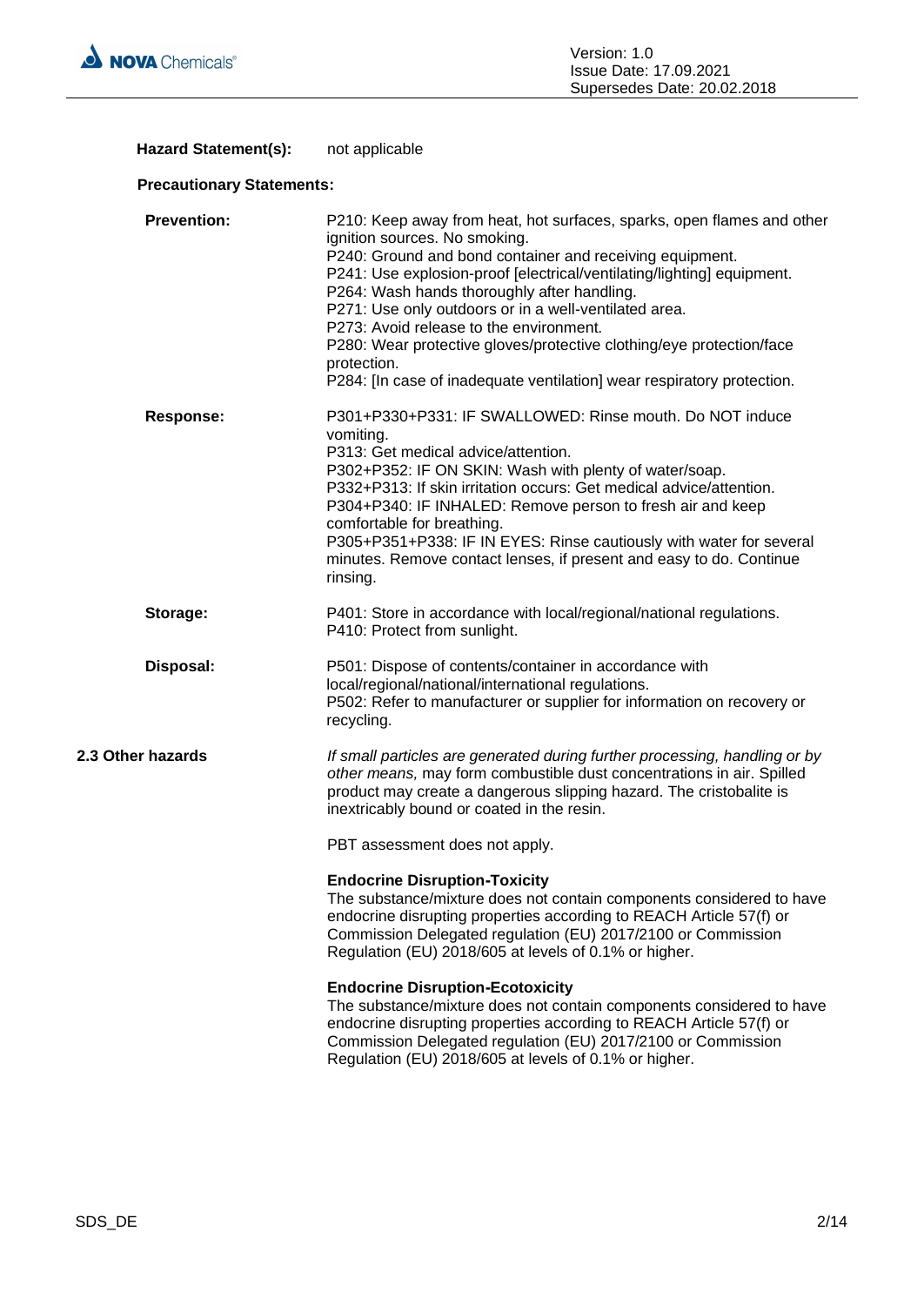**Hazard Statement(s):** not applicable

**Precautionary Statements:**

**Prevention:**

P210: Keep away from heat, hot surfaces, sparks, open flames and other ignition sources. No smoking.
P240: Ground and bond container and receiving equipment.
P241: Use explosion-proof [electrical/ventilating/lighting] equipment.
P264: Wash hands thoroughly after handling.
P271: Use only outdoors or in a well-ventilated area.
P273: Avoid release to the environment.
P280: Wear protective gloves/protective clothing/eye protection/face protection.
P284: [In case of inadequate ventilation] wear respiratory protection.

**Response:**

P301+P330+P331: IF SWALLOWED: Rinse mouth. Do NOT induce vomiting.
P313: Get medical advice/attention.
P302+P352: IF ON SKIN: Wash with plenty of water/soap.
P332+P313: If skin irritation occurs: Get medical advice/attention.
P304+P340: IF INHALED: Remove person to fresh air and keep comfortable for breathing.
P305+P351+P338: IF IN EYES: Rinse cautiously with water for several minutes. Remove contact lenses, if present and easy to do. Continue rinsing.

**Storage:**

P401: Store in accordance with local/regional/national regulations.
P410: Protect from sunlight.

**Disposal:**

P501: Dispose of contents/container in accordance with local/regional/national/international regulations.
P502: Refer to manufacturer or supplier for information on recovery or recycling.

## 2.3 Other hazards

*If small particles are generated during further processing, handling or by other means,* may form combustible dust concentrations in air. Spilled product may create a dangerous slipping hazard. The cristobalite is inextricably bound or coated in the resin.

PBT assessment does not apply.

**Endocrine Disruption-Toxicity**
The substance/mixture does not contain components considered to have endocrine disrupting properties according to REACH Article 57(f) or Commission Delegated regulation (EU) 2017/2100 or Commission Regulation (EU) 2018/605 at levels of 0.1% or higher.

**Endocrine Disruption-Ecotoxicity**
The substance/mixture does not contain components considered to have endocrine disrupting properties according to REACH Article 57(f) or Commission Delegated regulation (EU) 2017/2100 or Commission Regulation (EU) 2018/605 at levels of 0.1% or higher.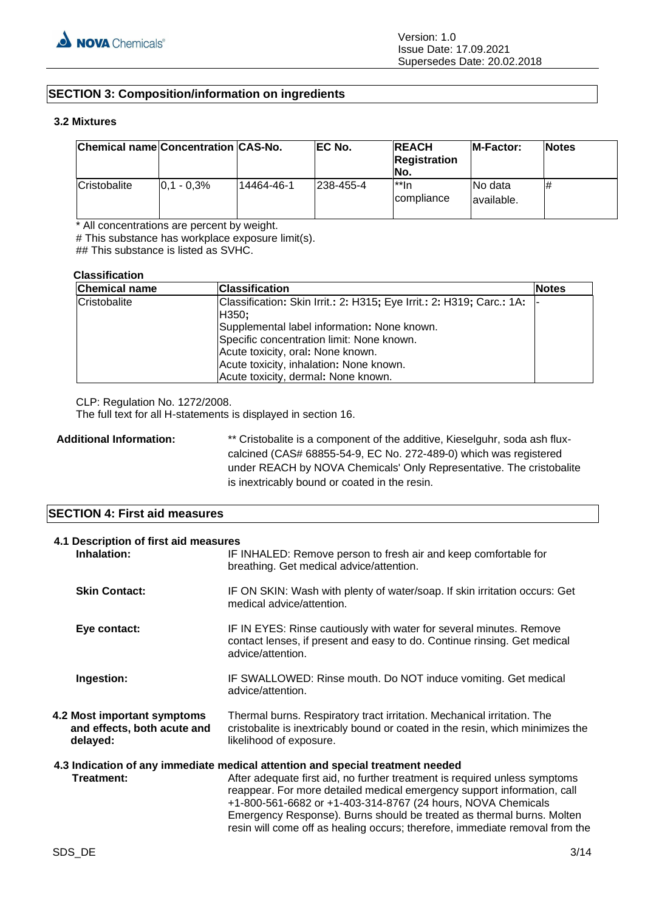## SECTION 3: Composition/information on ingredients

### 3.2 Mixtures

| Chemical name | Concentration | CAS-No. | EC No. | REACH Registration No. | M-Factor: | Notes |
|---|---|---|---|---|---|---|
| Cristobalite | 0,1 - 0,3% | 14464-46-1 | 238-455-4 | **In compliance | No data available. | # |

* All concentrations are percent by weight.
# This substance has workplace exposure limit(s).
## This substance is listed as SVHC.

**Classification**

| Chemical name | Classification | Notes |
|---|---|---|
| Cristobalite | Classification: Skin Irrit.: 2: H315; Eye Irrit.: 2: H319; Carc.: 1A: H350;<br>Supplemental label information: None known.<br>Specific concentration limit: None known.<br>Acute toxicity, oral: None known.<br>Acute toxicity, inhalation: None known.<br>Acute toxicity, dermal: None known. | - |

CLP: Regulation No. 1272/2008.
The full text for all H-statements is displayed in section 16.

**Additional Information:** ** Cristobalite is a component of the additive, Kieselguhr, soda ash flux-calcined (CAS# 68855-54-9, EC No. 272-489-0) which was registered under REACH by NOVA Chemicals' Only Representative. The cristobalite is inextricably bound or coated in the resin.

## SECTION 4: First aid measures

### 4.1 Description of first aid measures

**Inhalation:** IF INHALED: Remove person to fresh air and keep comfortable for breathing. Get medical advice/attention.

**Skin Contact:** IF ON SKIN: Wash with plenty of water/soap. If skin irritation occurs: Get medical advice/attention.

**Eye contact:** IF IN EYES: Rinse cautiously with water for several minutes. Remove contact lenses, if present and easy to do. Continue rinsing. Get medical advice/attention.

**Ingestion:** IF SWALLOWED: Rinse mouth. Do NOT induce vomiting. Get medical advice/attention.

**4.2 Most important symptoms and effects, both acute and delayed:** Thermal burns. Respiratory tract irritation. Mechanical irritation. The cristobalite is inextricably bound or coated in the resin, which minimizes the likelihood of exposure.

### 4.3 Indication of any immediate medical attention and special treatment needed

**Treatment:** After adequate first aid, no further treatment is required unless symptoms reappear. For more detailed medical emergency support information, call +1-800-561-6682 or +1-403-314-8767 (24 hours, NOVA Chemicals Emergency Response). Burns should be treated as thermal burns. Molten resin will come off as healing occurs; therefore, immediate removal from the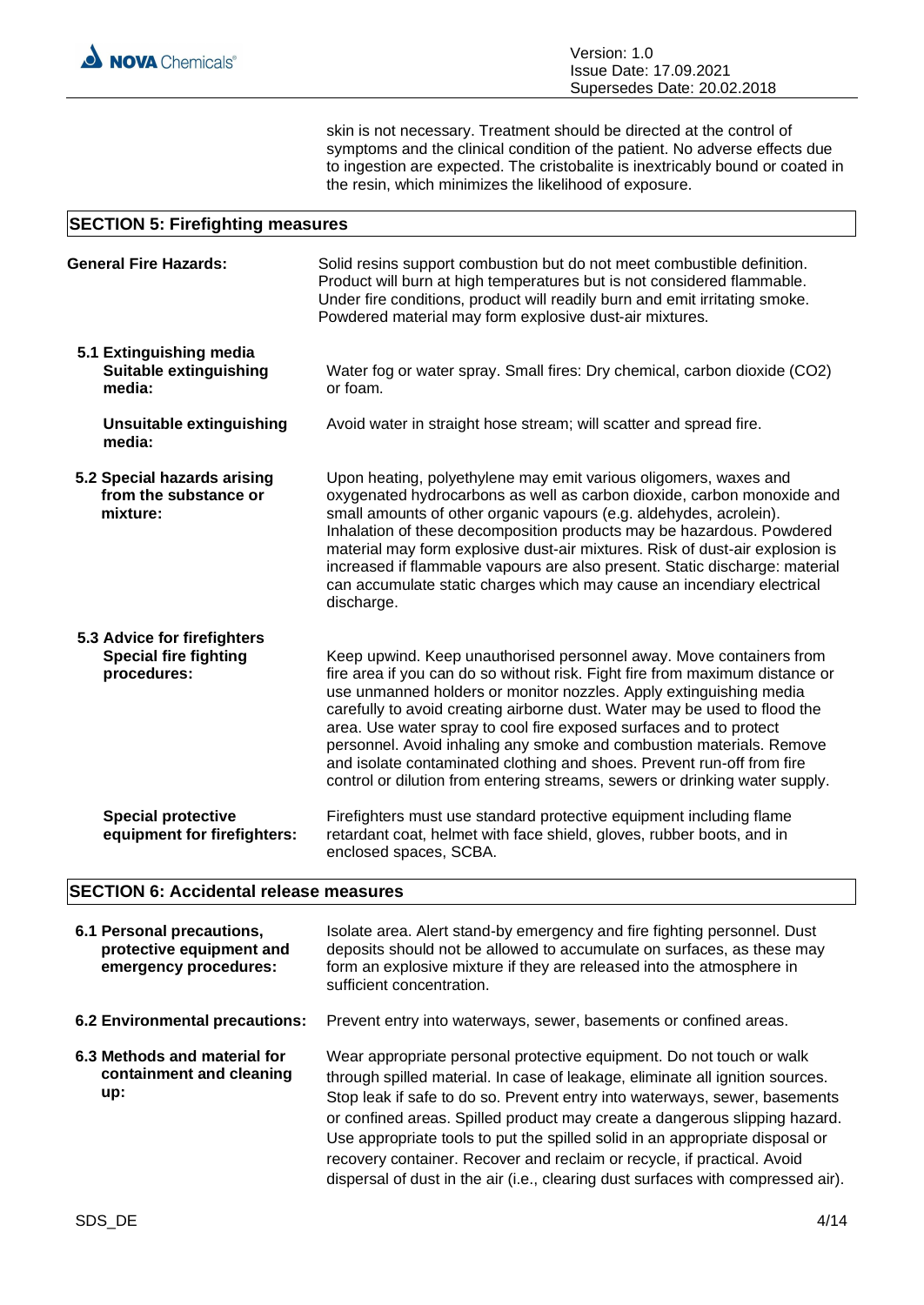skin is not necessary. Treatment should be directed at the control of symptoms and the clinical condition of the patient. No adverse effects due to ingestion are expected. The cristobalite is inextricably bound or coated in the resin, which minimizes the likelihood of exposure.

## SECTION 5: Firefighting measures

**General Fire Hazards:** Solid resins support combustion but do not meet combustible definition. Product will burn at high temperatures but is not considered flammable. Under fire conditions, product will readily burn and emit irritating smoke. Powdered material may form explosive dust-air mixtures.

**5.1 Extinguishing media**

**Suitable extinguishing media:** Water fog or water spray. Small fires: Dry chemical, carbon dioxide ($CO_2$) or foam.

**Unsuitable extinguishing media:** Avoid water in straight hose stream; will scatter and spread fire.

**5.2 Special hazards arising from the substance or mixture:** Upon heating, polyethylene may emit various oligomers, waxes and oxygenated hydrocarbons as well as carbon dioxide, carbon monoxide and small amounts of other organic vapours (e.g. aldehydes, acrolein). Inhalation of these decomposition products may be hazardous. Powdered material may form explosive dust-air mixtures. Risk of dust-air explosion is increased if flammable vapours are also present. Static discharge: material can accumulate static charges which may cause an incendiary electrical discharge.

**5.3 Advice for firefighters**

**Special fire fighting procedures:** Keep upwind. Keep unauthorised personnel away. Move containers from fire area if you can do so without risk. Fight fire from maximum distance or use unmanned holders or monitor nozzles. Apply extinguishing media carefully to avoid creating airborne dust. Water may be used to flood the area. Use water spray to cool fire exposed surfaces and to protect personnel. Avoid inhaling any smoke and combustion materials. Remove and isolate contaminated clothing and shoes. Prevent run-off from fire control or dilution from entering streams, sewers or drinking water supply.

**Special protective equipment for firefighters:** Firefighters must use standard protective equipment including flame retardant coat, helmet with face shield, gloves, rubber boots, and in enclosed spaces, SCBA.

## SECTION 6: Accidental release measures

**6.1 Personal precautions, protective equipment and emergency procedures:** Isolate area. Alert stand-by emergency and fire fighting personnel. Dust deposits should not be allowed to accumulate on surfaces, as these may form an explosive mixture if they are released into the atmosphere in sufficient concentration.

**6.2 Environmental precautions:** Prevent entry into waterways, sewer, basements or confined areas.

**6.3 Methods and material for containment and cleaning up:** Wear appropriate personal protective equipment. Do not touch or walk through spilled material. In case of leakage, eliminate all ignition sources. Stop leak if safe to do so. Prevent entry into waterways, sewer, basements or confined areas. Spilled product may create a dangerous slipping hazard. Use appropriate tools to put the spilled solid in an appropriate disposal or recovery container. Recover and reclaim or recycle, if practical. Avoid dispersal of dust in the air (i.e., clearing dust surfaces with compressed air).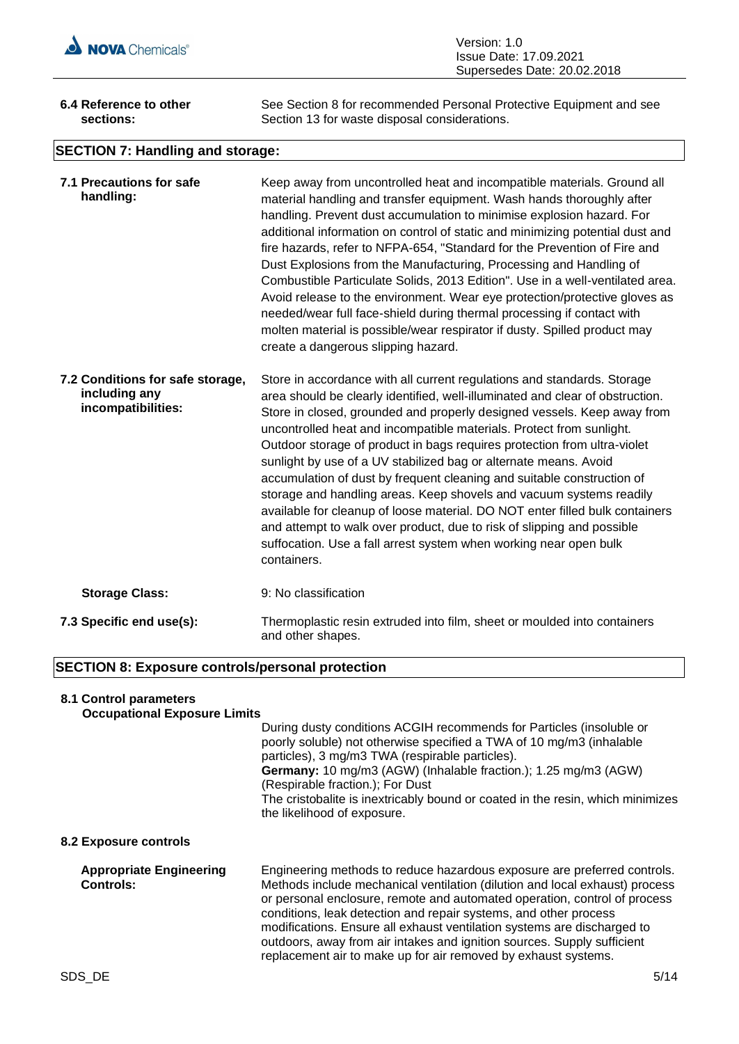**6.4 Reference to other sections:** See Section 8 for recommended Personal Protective Equipment and see Section 13 for waste disposal considerations.

## SECTION 7: Handling and storage:

**7.1 Precautions for safe handling:** Keep away from uncontrolled heat and incompatible materials. Ground all material handling and transfer equipment. Wash hands thoroughly after handling. Prevent dust accumulation to minimise explosion hazard. For additional information on control of static and minimizing potential dust and fire hazards, refer to NFPA-654, "Standard for the Prevention of Fire and Dust Explosions from the Manufacturing, Processing and Handling of Combustible Particulate Solids, 2013 Edition". Use in a well-ventilated area. Avoid release to the environment. Wear eye protection/protective gloves as needed/wear full face-shield during thermal processing if contact with molten material is possible/wear respirator if dusty. Spilled product may create a dangerous slipping hazard.

**7.2 Conditions for safe storage, including any incompatibilities:** Store in accordance with all current regulations and standards. Storage area should be clearly identified, well-illuminated and clear of obstruction. Store in closed, grounded and properly designed vessels. Keep away from uncontrolled heat and incompatible materials. Protect from sunlight. Outdoor storage of product in bags requires protection from ultra-violet sunlight by use of a UV stabilized bag or alternate means. Avoid accumulation of dust by frequent cleaning and suitable construction of storage and handling areas. Keep shovels and vacuum systems readily available for cleanup of loose material. DO NOT enter filled bulk containers and attempt to walk over product, due to risk of slipping and possible suffocation. Use a fall arrest system when working near open bulk containers.

**Storage Class:** 9: No classification

**7.3 Specific end use(s):** Thermoplastic resin extruded into film, sheet or moulded into containers and other shapes.

## SECTION 8: Exposure controls/personal protection

**8.1 Control parameters**

**Occupational Exposure Limits**

During dusty conditions ACGIH recommends for Particles (insoluble or poorly soluble) not otherwise specified a TWA of 10 mg/m3 (inhalable particles), 3 mg/m3 TWA (respirable particles).
**Germany:** 10 mg/m3 (AGW) (Inhalable fraction.); 1.25 mg/m3 (AGW) (Respirable fraction.); For Dust
The cristobalite is inextricably bound or coated in the resin, which minimizes the likelihood of exposure.

**8.2 Exposure controls**

**Appropriate Engineering Controls:** Engineering methods to reduce hazardous exposure are preferred controls. Methods include mechanical ventilation (dilution and local exhaust) process or personal enclosure, remote and automated operation, control of process conditions, leak detection and repair systems, and other process modifications. Ensure all exhaust ventilation systems are discharged to outdoors, away from air intakes and ignition sources. Supply sufficient replacement air to make up for air removed by exhaust systems.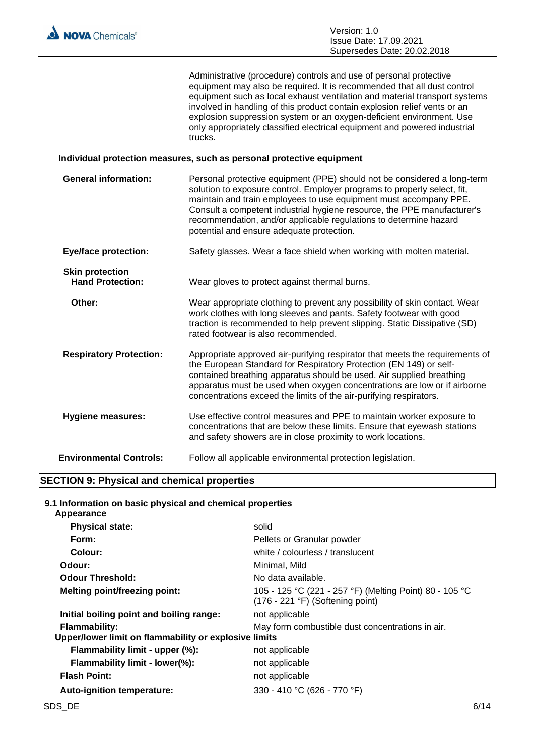Administrative (procedure) controls and use of personal protective equipment may also be required. It is recommended that all dust control equipment such as local exhaust ventilation and material transport systems involved in handling of this product contain explosion relief vents or an explosion suppression system or an oxygen-deficient environment. Use only appropriately classified electrical equipment and powered industrial trucks.

**Individual protection measures, such as personal protective equipment**

| | |
|---|---|
| **General information:** | Personal protective equipment (PPE) should not be considered a long-term solution to exposure control. Employer programs to properly select, fit, maintain and train employees to use equipment must accompany PPE. Consult a competent industrial hygiene resource, the PPE manufacturer's recommendation, and/or applicable regulations to determine hazard potential and ensure adequate protection. |
| **Eye/face protection:** | Safety glasses. Wear a face shield when working with molten material. |
| **Skin protection** | |
| **Hand Protection:** | Wear gloves to protect against thermal burns. |
| **Other:** | Wear appropriate clothing to prevent any possibility of skin contact. Wear work clothes with long sleeves and pants. Safety footwear with good traction is recommended to help prevent slipping. Static Dissipative (SD) rated footwear is also recommended. |
| **Respiratory Protection:** | Appropriate approved air-purifying respirator that meets the requirements of the European Standard for Respiratory Protection (EN 149) or self-contained breathing apparatus should be used. Air supplied breathing apparatus must be used when oxygen concentrations are low or if airborne concentrations exceed the limits of the air-purifying respirators. |
| **Hygiene measures:** | Use effective control measures and PPE to maintain worker exposure to concentrations that are below these limits. Ensure that eyewash stations and safety showers are in close proximity to work locations. |
| **Environmental Controls:** | Follow all applicable environmental protection legislation. |

## SECTION 9: Physical and chemical properties

### 9.1 Information on basic physical and chemical properties

| | |
|---|---|
| **Appearance** | |
| **Physical state:** | solid |
| **Form:** | Pellets or Granular powder |
| **Colour:** | white / colourless / translucent |
| **Odour:** | Minimal, Mild |
| **Odour Threshold:** | No data available. |
| **Melting point/freezing point:** | 105 - 125 °C (221 - 257 °F) (Melting Point) 80 - 105 °C (176 - 221 °F) (Softening point) |
| **Initial boiling point and boiling range:** | not applicable |
| **Flammability:** | May form combustible dust concentrations in air. |
| **Upper/lower limit on flammability or explosive limits** | |
| **Flammability limit - upper (%):** | not applicable |
| **Flammability limit - lower(%):** | not applicable |
| **Flash Point:** | not applicable |
| **Auto-ignition temperature:** | 330 - 410 °C (626 - 770 °F) |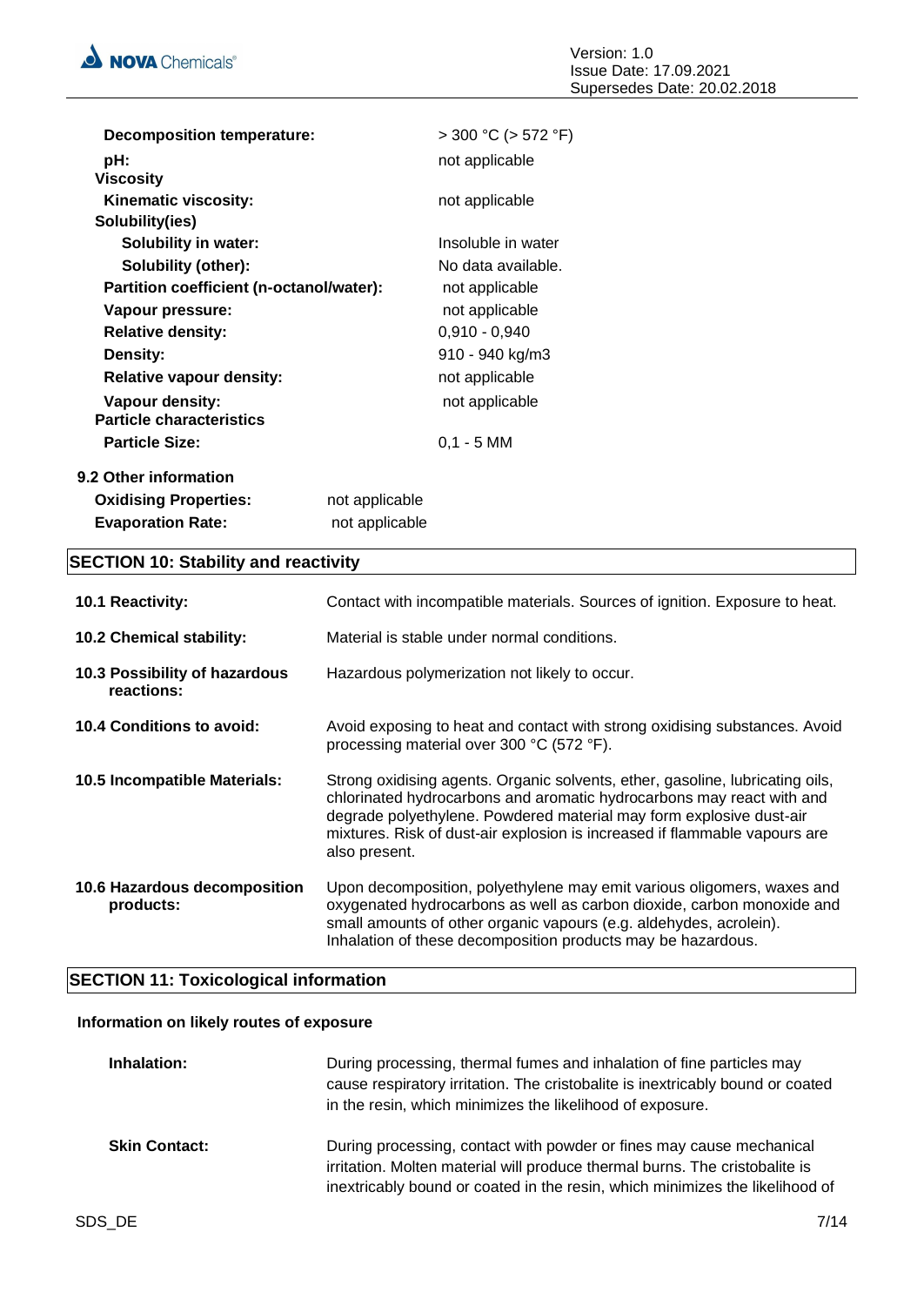| | |
|---|---|
| **Decomposition temperature:** | > 300 °C (> 572 °F) |
| **pH:** | not applicable |
| **Viscosity** | |
| **Kinematic viscosity:** | not applicable |
| **Solubility(ies)** | |
| **Solubility in water:** | Insoluble in water |
| **Solubility (other):** | No data available. |
| **Partition coefficient (n-octanol/water):** | not applicable |
| **Vapour pressure:** | not applicable |
| **Relative density:** | 0,910 - 0,940 |
| **Density:** | 910 - 940 kg/m3 |
| **Relative vapour density:** | not applicable |
| **Vapour density:** | not applicable |
| **Particle characteristics** | |
| **Particle Size:** | 0,1 - 5 MM |

**9.2 Other information**

| | |
|---|---|
| **Oxidising Properties:** | not applicable |
| **Evaporation Rate:** | not applicable |

## SECTION 10: Stability and reactivity

| | |
|---|---|
| **10.1 Reactivity:** | Contact with incompatible materials. Sources of ignition. Exposure to heat. |
| **10.2 Chemical stability:** | Material is stable under normal conditions. |
| **10.3 Possibility of hazardous reactions:** | Hazardous polymerization not likely to occur. |
| **10.4 Conditions to avoid:** | Avoid exposing to heat and contact with strong oxidising substances. Avoid processing material over 300 °C (572 °F). |
| **10.5 Incompatible Materials:** | Strong oxidising agents. Organic solvents, ether, gasoline, lubricating oils, chlorinated hydrocarbons and aromatic hydrocarbons may react with and degrade polyethylene. Powdered material may form explosive dust-air mixtures. Risk of dust-air explosion is increased if flammable vapours are also present. |
| **10.6 Hazardous decomposition products:** | Upon decomposition, polyethylene may emit various oligomers, waxes and oxygenated hydrocarbons as well as carbon dioxide, carbon monoxide and small amounts of other organic vapours (e.g. aldehydes, acrolein). Inhalation of these decomposition products may be hazardous. |

## SECTION 11: Toxicological information

**Information on likely routes of exposure**

| | |
|---|---|
| **Inhalation:** | During processing, thermal fumes and inhalation of fine particles may cause respiratory irritation. The cristobalite is inextricably bound or coated in the resin, which minimizes the likelihood of exposure. |
| **Skin Contact:** | During processing, contact with powder or fines may cause mechanical irritation. Molten material will produce thermal burns. The cristobalite is inextricably bound or coated in the resin, which minimizes the likelihood of |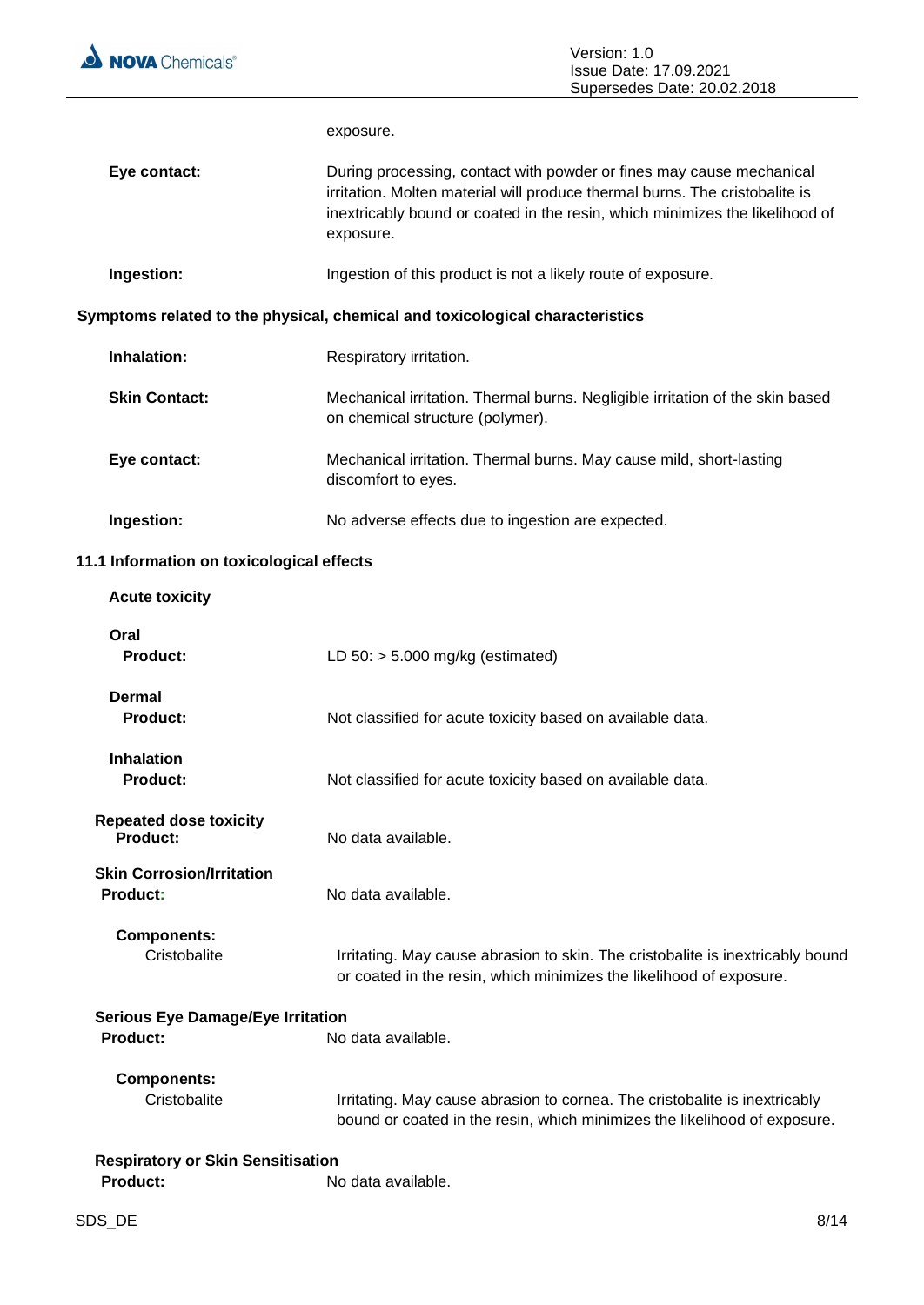exposure.

**Eye contact:** During processing, contact with powder or fines may cause mechanical irritation. Molten material will produce thermal burns. The cristobalite is inextricably bound or coated in the resin, which minimizes the likelihood of exposure.

**Ingestion:** Ingestion of this product is not a likely route of exposure.

**Symptoms related to the physical, chemical and toxicological characteristics**

**Inhalation:** Respiratory irritation.

**Skin Contact:** Mechanical irritation. Thermal burns. Negligible irritation of the skin based on chemical structure (polymer).

**Eye contact:** Mechanical irritation. Thermal burns. May cause mild, short-lasting discomfort to eyes.

**Ingestion:** No adverse effects due to ingestion are expected.

## 11.1 Information on toxicological effects

**Acute toxicity**

**Oral**

**Product:** LD 50: > 5.000 mg/kg (estimated)

**Dermal**

**Product:** Not classified for acute toxicity based on available data.

**Inhalation**

**Product:** Not classified for acute toxicity based on available data.

**Repeated dose toxicity**

**Product:** No data available.

**Skin Corrosion/Irritation**

**Product:** No data available.

**Components:**

Cristobalite: Irritating. May cause abrasion to skin. The cristobalite is inextricably bound or coated in the resin, which minimizes the likelihood of exposure.

**Serious Eye Damage/Eye Irritation**

**Product:** No data available.

**Components:**

Cristobalite: Irritating. May cause abrasion to cornea. The cristobalite is inextricably bound or coated in the resin, which minimizes the likelihood of exposure.

**Respiratory or Skin Sensitisation**

**Product:** No data available.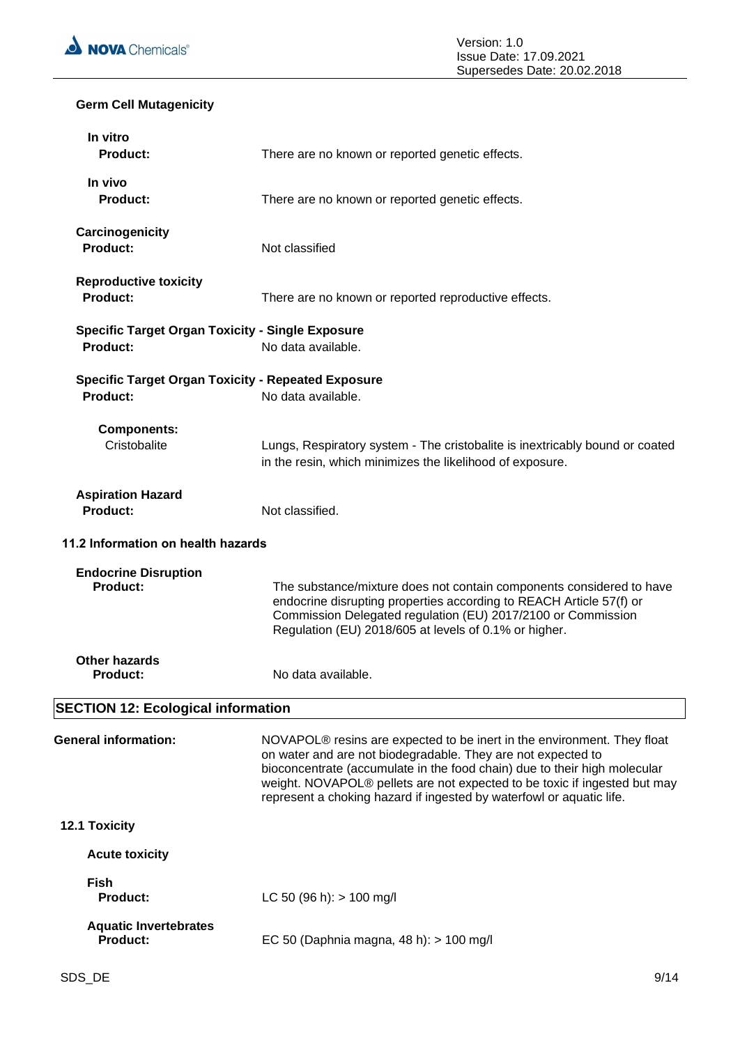**Germ Cell Mutagenicity**

**In vitro**

**Product:** There are no known or reported genetic effects.

**In vivo**

**Product:** There are no known or reported genetic effects.

**Carcinogenicity**

**Product:** Not classified

**Reproductive toxicity**

**Product:** There are no known or reported reproductive effects.

**Specific Target Organ Toxicity - Single Exposure**

**Product:** No data available.

**Specific Target Organ Toxicity - Repeated Exposure**

**Product:** No data available.

**Components:**

Cristobalite: Lungs, Respiratory system - The cristobalite is inextricably bound or coated in the resin, which minimizes the likelihood of exposure.

**Aspiration Hazard**

**Product:** Not classified.

**11.2 Information on health hazards**

**Endocrine Disruption**

**Product:** The substance/mixture does not contain components considered to have endocrine disrupting properties according to REACH Article 57(f) or Commission Delegated regulation (EU) 2017/2100 or Commission Regulation (EU) 2018/605 at levels of 0.1% or higher.

**Other hazards**

**Product:** No data available.

## SECTION 12: Ecological information

**General information:** NOVAPOL® resins are expected to be inert in the environment. They float on water and are not biodegradable. They are not expected to bioconcentrate (accumulate in the food chain) due to their high molecular weight. NOVAPOL® pellets are not expected to be toxic if ingested but may represent a choking hazard if ingested by waterfowl or aquatic life.

**12.1 Toxicity**

**Acute toxicity**

**Fish**

**Product:** LC 50 (96 h): > 100 mg/l

**Aquatic Invertebrates**

**Product:** EC 50 (Daphnia magna, 48 h): > 100 mg/l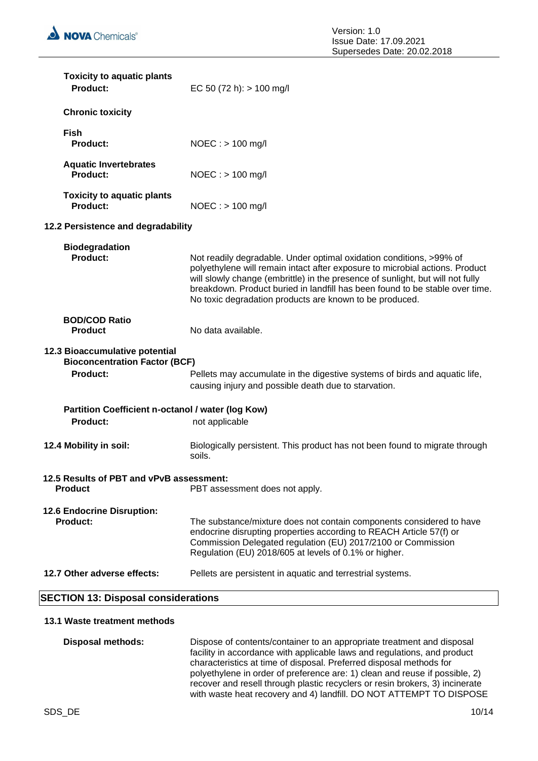**Toxicity to aquatic plants**

**Product:** EC 50 (72 h): > 100 mg/l

**Chronic toxicity**

**Fish**

**Product:** NOEC : > 100 mg/l

**Aquatic Invertebrates**

**Product:** NOEC : > 100 mg/l

**Toxicity to aquatic plants**

**Product:** NOEC : > 100 mg/l

**12.2 Persistence and degradability**

**Biodegradation**

**Product:** Not readily degradable. Under optimal oxidation conditions, >99% of polyethylene will remain intact after exposure to microbial actions. Product will slowly change (embrittle) in the presence of sunlight, but will not fully breakdown. Product buried in landfill has been found to be stable over time. No toxic degradation products are known to be produced.

**BOD/COD Ratio**

**Product** No data available.

**12.3 Bioaccumulative potential**

**Bioconcentration Factor (BCF)**

**Product:** Pellets may accumulate in the digestive systems of birds and aquatic life, causing injury and possible death due to starvation.

**Partition Coefficient n-octanol / water (log Kow)**

**Product:** not applicable

**12.4 Mobility in soil:** Biologically persistent. This product has not been found to migrate through soils.

**12.5 Results of PBT and vPvB assessment:**

**Product** PBT assessment does not apply.

**12.6 Endocrine Disruption:**

**Product:** The substance/mixture does not contain components considered to have endocrine disrupting properties according to REACH Article 57(f) or Commission Delegated regulation (EU) 2017/2100 or Commission Regulation (EU) 2018/605 at levels of 0.1% or higher.

**12.7 Other adverse effects:** Pellets are persistent in aquatic and terrestrial systems.

## SECTION 13: Disposal considerations

**13.1 Waste treatment methods**

**Disposal methods:** Dispose of contents/container to an appropriate treatment and disposal facility in accordance with applicable laws and regulations, and product characteristics at time of disposal. Preferred disposal methods for polyethylene in order of preference are: 1) clean and reuse if possible, 2) recover and resell through plastic recyclers or resin brokers, 3) incinerate with waste heat recovery and 4) landfill. DO NOT ATTEMPT TO DISPOSE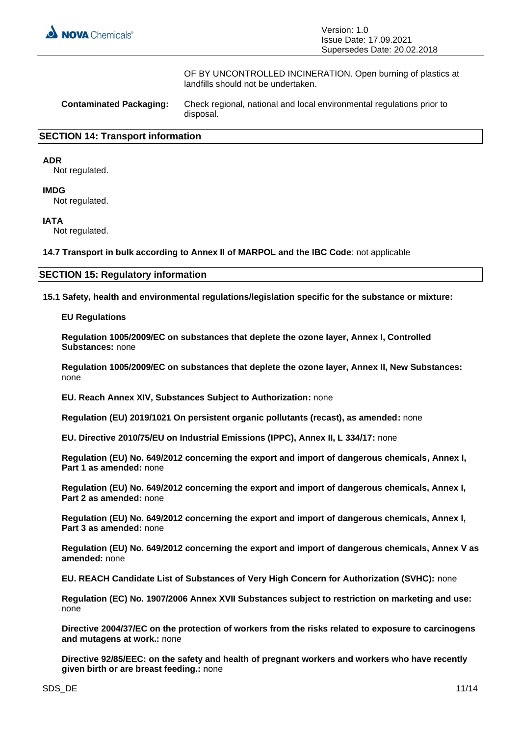OF BY UNCONTROLLED INCINERATION. Open burning of plastics at landfills should not be undertaken.

**Contaminated Packaging:** Check regional, national and local environmental regulations prior to disposal.

## SECTION 14: Transport information

**ADR**
Not regulated.

**IMDG**
Not regulated.

**IATA**
Not regulated.

**14.7 Transport in bulk according to Annex II of MARPOL and the IBC Code**: not applicable

## SECTION 15: Regulatory information

**15.1 Safety, health and environmental regulations/legislation specific for the substance or mixture:**

**EU Regulations**

**Regulation 1005/2009/EC on substances that deplete the ozone layer, Annex I, Controlled Substances:** none

**Regulation 1005/2009/EC on substances that deplete the ozone layer, Annex II, New Substances:** none

**EU. Reach Annex XIV, Substances Subject to Authorization:** none

**Regulation (EU) 2019/1021 On persistent organic pollutants (recast), as amended:** none

**EU. Directive 2010/75/EU on Industrial Emissions (IPPC), Annex II, L 334/17:** none

**Regulation (EU) No. 649/2012 concerning the export and import of dangerous chemicals, Annex I, Part 1 as amended:** none

**Regulation (EU) No. 649/2012 concerning the export and import of dangerous chemicals, Annex I, Part 2 as amended:** none

**Regulation (EU) No. 649/2012 concerning the export and import of dangerous chemicals, Annex I, Part 3 as amended:** none

**Regulation (EU) No. 649/2012 concerning the export and import of dangerous chemicals, Annex V as amended:** none

**EU. REACH Candidate List of Substances of Very High Concern for Authorization (SVHC):** none

**Regulation (EC) No. 1907/2006 Annex XVII Substances subject to restriction on marketing and use:** none

**Directive 2004/37/EC on the protection of workers from the risks related to exposure to carcinogens and mutagens at work.:** none

**Directive 92/85/EEC: on the safety and health of pregnant workers and workers who have recently given birth or are breast feeding.:** none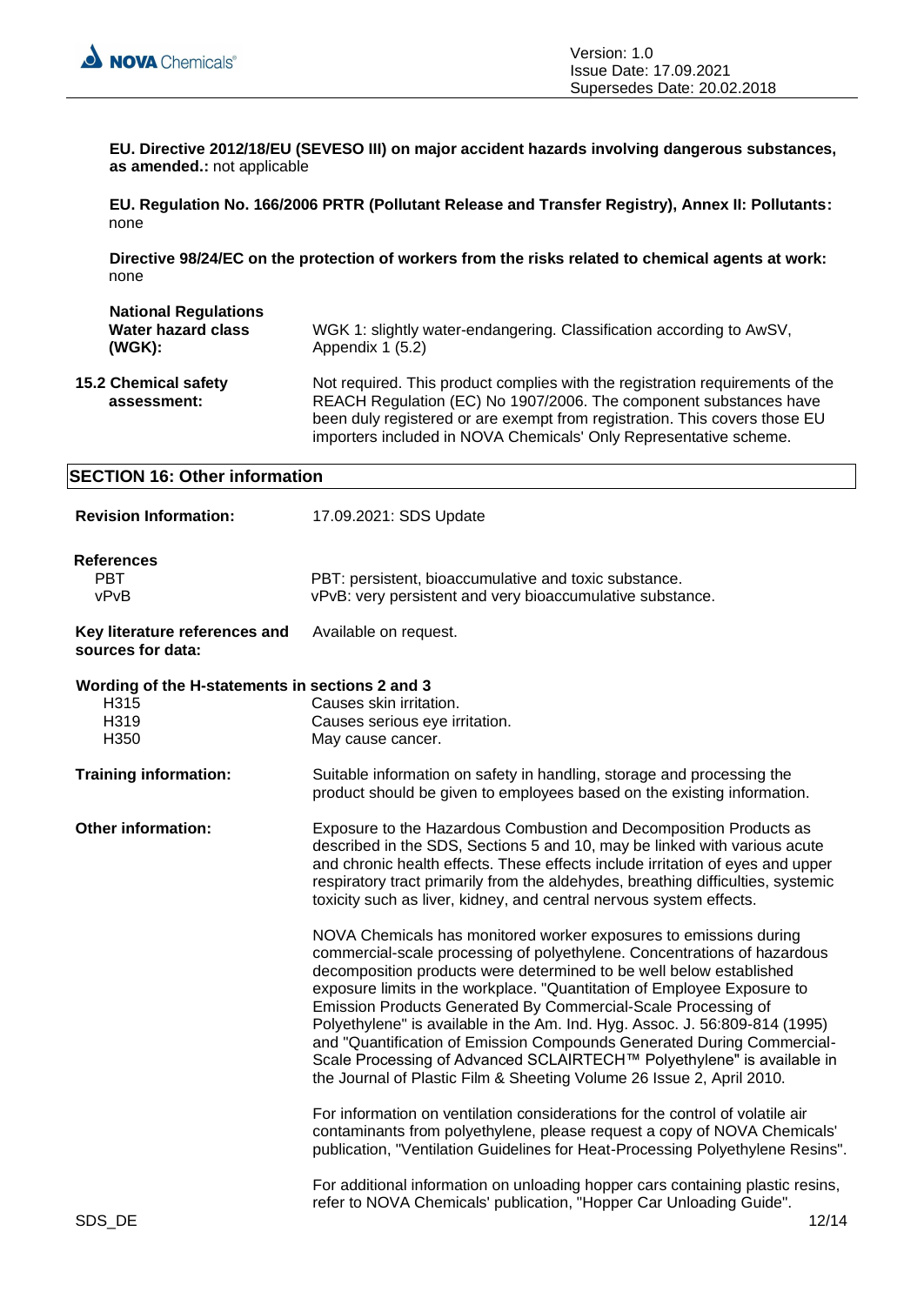**EU. Directive 2012/18/EU (SEVESO III) on major accident hazards involving dangerous substances, as amended.:** not applicable

**EU. Regulation No. 166/2006 PRTR (Pollutant Release and Transfer Registry), Annex II: Pollutants:** none

**Directive 98/24/EC on the protection of workers from the risks related to chemical agents at work:** none

**National Regulations**

| | |
|---|---|
| **Water hazard class (WGK):** | WGK 1: slightly water-endangering. Classification according to AwSV, Appendix 1 (5.2) |
| **15.2 Chemical safety assessment:** | Not required. This product complies with the registration requirements of the REACH Regulation (EC) No 1907/2006. The component substances have been duly registered or are exempt from registration. This covers those EU importers included in NOVA Chemicals' Only Representative scheme. |

## SECTION 16: Other information

| | |
|---|---|
| **Revision Information:** | 17.09.2021: SDS Update |

**References**

| | |
|---|---|
| PBT | PBT: persistent, bioaccumulative and toxic substance. |
| vPvB | vPvB: very persistent and very bioaccumulative substance. |

| | |
|---|---|
| **Key literature references and sources for data:** | Available on request. |

**Wording of the H-statements in sections 2 and 3**

| | |
|---|---|
| H315 | Causes skin irritation. |
| H319 | Causes serious eye irritation. |
| H350 | May cause cancer. |

**Training information:** Suitable information on safety in handling, storage and processing the product should be given to employees based on the existing information.

**Other information:** Exposure to the Hazardous Combustion and Decomposition Products as described in the SDS, Sections 5 and 10, may be linked with various acute and chronic health effects. These effects include irritation of eyes and upper respiratory tract primarily from the aldehydes, breathing difficulties, systemic toxicity such as liver, kidney, and central nervous system effects.

NOVA Chemicals has monitored worker exposures to emissions during commercial-scale processing of polyethylene. Concentrations of hazardous decomposition products were determined to be well below established exposure limits in the workplace. "Quantitation of Employee Exposure to Emission Products Generated By Commercial-Scale Processing of Polyethylene" is available in the Am. Ind. Hyg. Assoc. J. 56:809-814 (1995) and "Quantification of Emission Compounds Generated During Commercial-Scale Processing of Advanced SCLAIRTECH™ Polyethylene" is available in the Journal of Plastic Film & Sheeting Volume 26 Issue 2, April 2010.

For information on ventilation considerations for the control of volatile air contaminants from polyethylene, please request a copy of NOVA Chemicals' publication, "Ventilation Guidelines for Heat-Processing Polyethylene Resins".

For additional information on unloading hopper cars containing plastic resins, refer to NOVA Chemicals' publication, "Hopper Car Unloading Guide".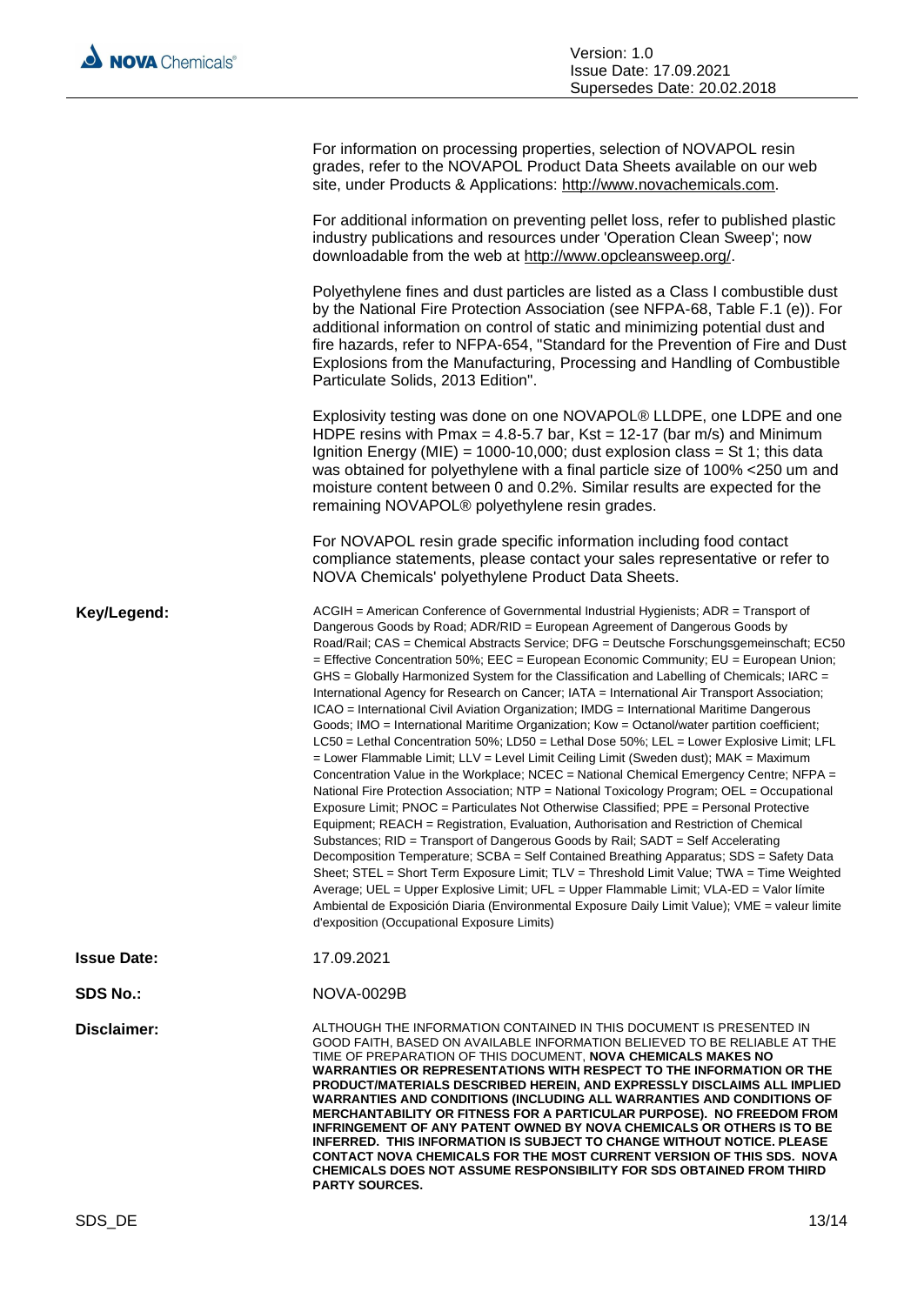For information on processing properties, selection of NOVAPOL resin grades, refer to the NOVAPOL Product Data Sheets available on our web site, under Products & Applications: http://www.novachemicals.com.

For additional information on preventing pellet loss, refer to published plastic industry publications and resources under 'Operation Clean Sweep'; now downloadable from the web at http://www.opcleansweep.org/.

Polyethylene fines and dust particles are listed as a Class I combustible dust by the National Fire Protection Association (see NFPA-68, Table F.1 (e)). For additional information on control of static and minimizing potential dust and fire hazards, refer to NFPA-654, "Standard for the Prevention of Fire and Dust Explosions from the Manufacturing, Processing and Handling of Combustible Particulate Solids, 2013 Edition".

Explosivity testing was done on one NOVAPOL® LLDPE, one LDPE and one HDPE resins with Pmax = 4.8-5.7 bar, Kst = 12-17 (bar m/s) and Minimum Ignition Energy (MIE) = 1000-10,000; dust explosion class = St 1; this data was obtained for polyethylene with a final particle size of 100% <250 um and moisture content between 0 and 0.2%. Similar results are expected for the remaining NOVAPOL® polyethylene resin grades.

For NOVAPOL resin grade specific information including food contact compliance statements, please contact your sales representative or refer to NOVA Chemicals' polyethylene Product Data Sheets.

**Key/Legend:**

ACGIH = American Conference of Governmental Industrial Hygienists; ADR = Transport of Dangerous Goods by Road; ADR/RID = European Agreement of Dangerous Goods by Road/Rail; CAS = Chemical Abstracts Service; DFG = Deutsche Forschungsgemeinschaft; EC50 = Effective Concentration 50%; EEC = European Economic Community; EU = European Union; GHS = Globally Harmonized System for the Classification and Labelling of Chemicals; IARC = International Agency for Research on Cancer; IATA = International Air Transport Association; ICAO = International Civil Aviation Organization; IMDG = International Maritime Dangerous Goods; IMO = International Maritime Organization; Kow = Octanol/water partition coefficient; LC50 = Lethal Concentration 50%; LD50 = Lethal Dose 50%; LEL = Lower Explosive Limit; LFL = Lower Flammable Limit; LLV = Level Limit Ceiling Limit (Sweden dust); MAK = Maximum Concentration Value in the Workplace; NCEC = National Chemical Emergency Centre; NFPA = National Fire Protection Association; NTP = National Toxicology Program; OEL = Occupational Exposure Limit; PNOC = Particulates Not Otherwise Classified; PPE = Personal Protective Equipment; REACH = Registration, Evaluation, Authorisation and Restriction of Chemical Substances; RID = Transport of Dangerous Goods by Rail; SADT = Self Accelerating Decomposition Temperature; SCBA = Self Contained Breathing Apparatus; SDS = Safety Data Sheet; STEL = Short Term Exposure Limit; TLV = Threshold Limit Value; TWA = Time Weighted Average; UEL = Upper Explosive Limit; UFL = Upper Flammable Limit; VLA-ED = Valor límite Ambiental de Exposición Diaria (Environmental Exposure Daily Limit Value); VME = valeur limite d'exposition (Occupational Exposure Limits)

**Issue Date:** 17.09.2021

**SDS No.:** NOVA-0029B

**Disclaimer:**

ALTHOUGH THE INFORMATION CONTAINED IN THIS DOCUMENT IS PRESENTED IN GOOD FAITH, BASED ON AVAILABLE INFORMATION BELIEVED TO BE RELIABLE AT THE TIME OF PREPARATION OF THIS DOCUMENT, **NOVA CHEMICALS MAKES NO WARRANTIES OR REPRESENTATIONS WITH RESPECT TO THE INFORMATION OR THE PRODUCT/MATERIALS DESCRIBED HEREIN, AND EXPRESSLY DISCLAIMS ALL IMPLIED WARRANTIES AND CONDITIONS (INCLUDING ALL WARRANTIES AND CONDITIONS OF MERCHANTABILITY OR FITNESS FOR A PARTICULAR PURPOSE). NO FREEDOM FROM INFRINGEMENT OF ANY PATENT OWNED BY NOVA CHEMICALS OR OTHERS IS TO BE INFERRED. THIS INFORMATION IS SUBJECT TO CHANGE WITHOUT NOTICE. PLEASE CONTACT NOVA CHEMICALS FOR THE MOST CURRENT VERSION OF THIS SDS. NOVA CHEMICALS DOES NOT ASSUME RESPONSIBILITY FOR SDS OBTAINED FROM THIRD PARTY SOURCES.**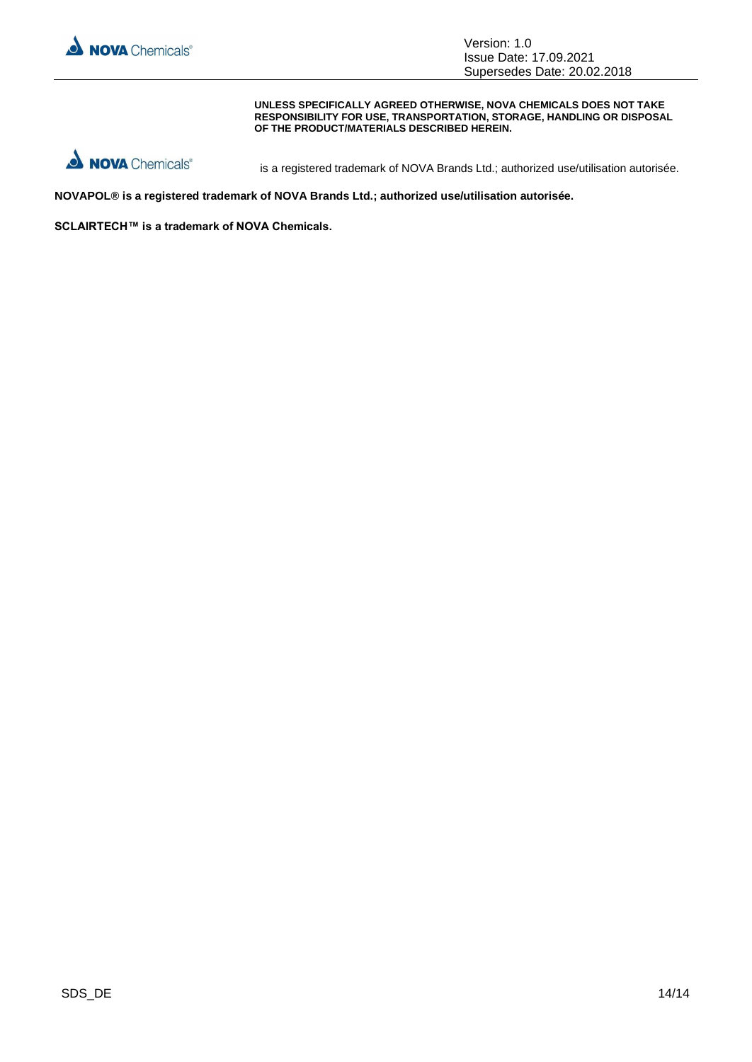**UNLESS SPECIFICALLY AGREED OTHERWISE, NOVA CHEMICALS DOES NOT TAKE RESPONSIBILITY FOR USE, TRANSPORTATION, STORAGE, HANDLING OR DISPOSAL OF THE PRODUCT/MATERIALS DESCRIBED HEREIN.**

NOVA Chemicals® is a registered trademark of NOVA Brands Ltd.; authorized use/utilisation autorisée.

**NOVAPOL® is a registered trademark of NOVA Brands Ltd.; authorized use/utilisation autorisée.**

**SCLAIRTECH™ is a trademark of NOVA Chemicals.**